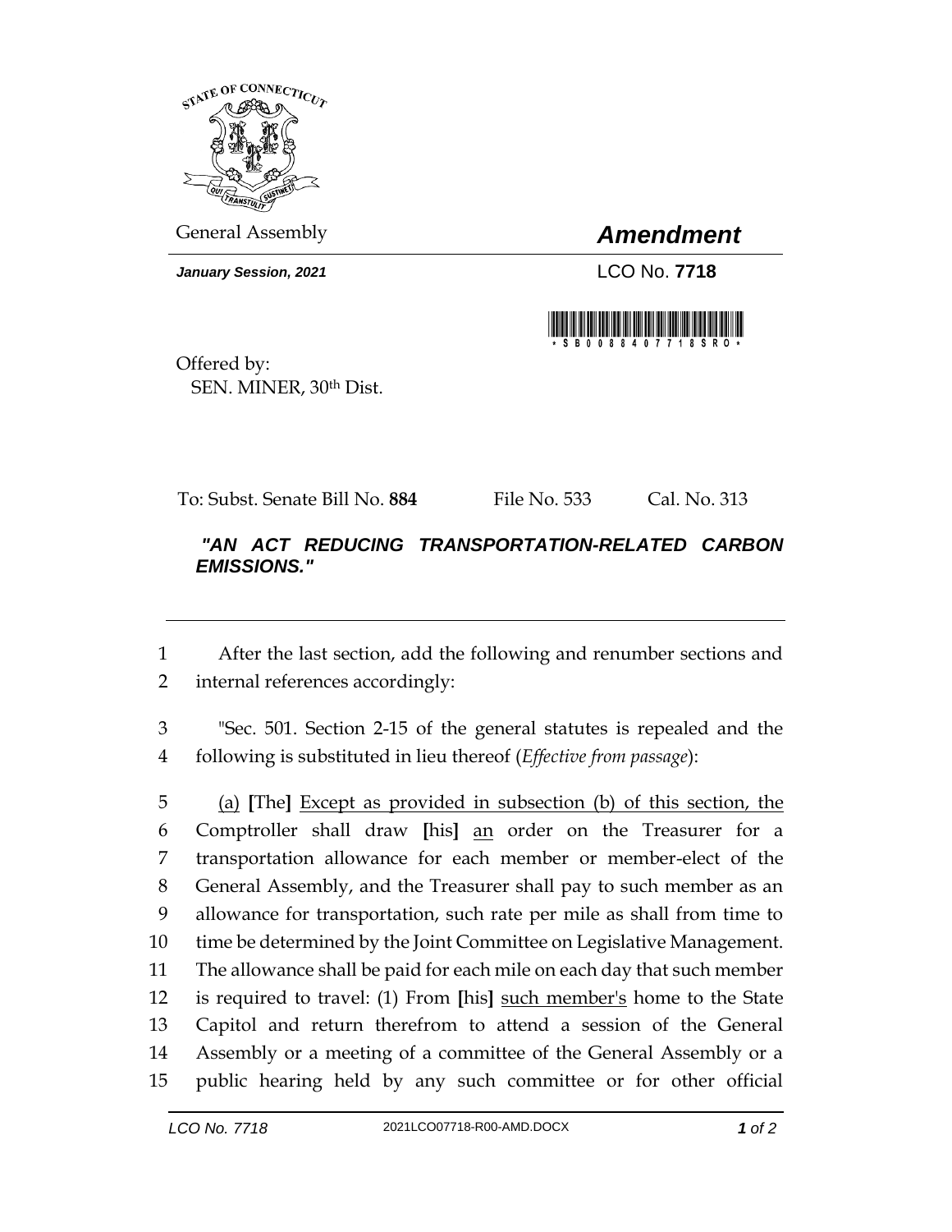STATE OF CONNECTICUT

General Assembly

# *Amendment*

***January Session, 2021***

LCO No. **7718**

\* S B 0 0 8 8 4 0 7 7 1 8 S R O \*

Offered by:
SEN. MINER, 30th Dist.

To: Subst. Senate Bill No. **884** File No. 533 Cal. No. 313

***"AN ACT REDUCING TRANSPORTATION-RELATED CARBON EMISSIONS."***

---

1 After the last section, add the following and renumber sections and
2 internal references accordingly:

3 "Sec. 501. Section 2-15 of the general statutes is repealed and the
4 following is substituted in lieu thereof (*Effective from passage*):

5 (a) **[**The**]** Except as provided in subsection (b) of this section, the
6 Comptroller shall draw **[**his**]** an order on the Treasurer for a
7 transportation allowance for each member or member-elect of the
8 General Assembly, and the Treasurer shall pay to such member as an
9 allowance for transportation, such rate per mile as shall from time to
10 time be determined by the Joint Committee on Legislative Management.
11 The allowance shall be paid for each mile on each day that such member
12 is required to travel: (1) From **[**his**]** such member's home to the State
13 Capitol and return therefrom to attend a session of the General
14 Assembly or a meeting of a committee of the General Assembly or a
15 public hearing held by any such committee or for other official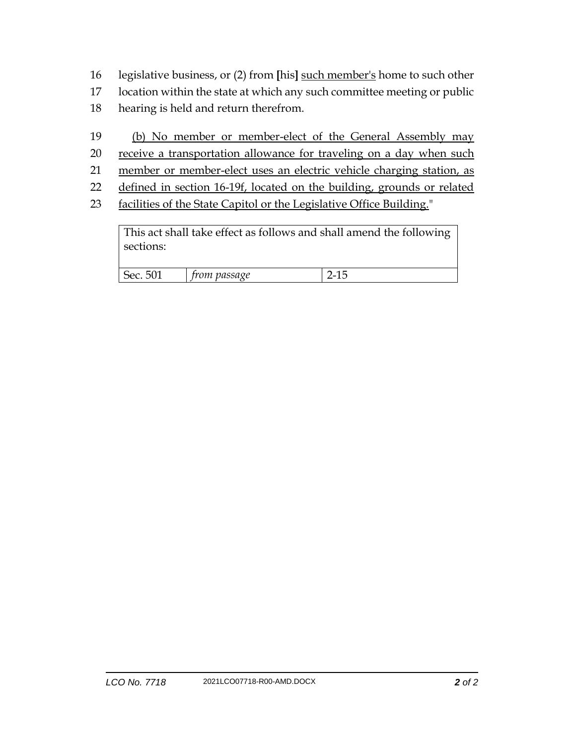16 legislative business, or (2) from [his] <u>such member's</u> home to such other
17 location within the state at which any such committee meeting or public
18 hearing is held and return therefrom.

19 <u>(b) No member or member-elect of the General Assembly may</u>
20 <u>receive a transportation allowance for traveling on a day when such</u>
21 <u>member or member-elect uses an electric vehicle charging station, as</u>
22 <u>defined in section 16-19f, located on the building, grounds or related</u>
23 <u>facilities of the State Capitol or the Legislative Office Building.</u>"

| This act shall take effect as follows and shall amend the following sections: | | |
|---|---|---|
| Sec. 501 | *from passage* | 2-15 |

LCO No. 7718 2021LCO07718-R00-AMD.DOCX